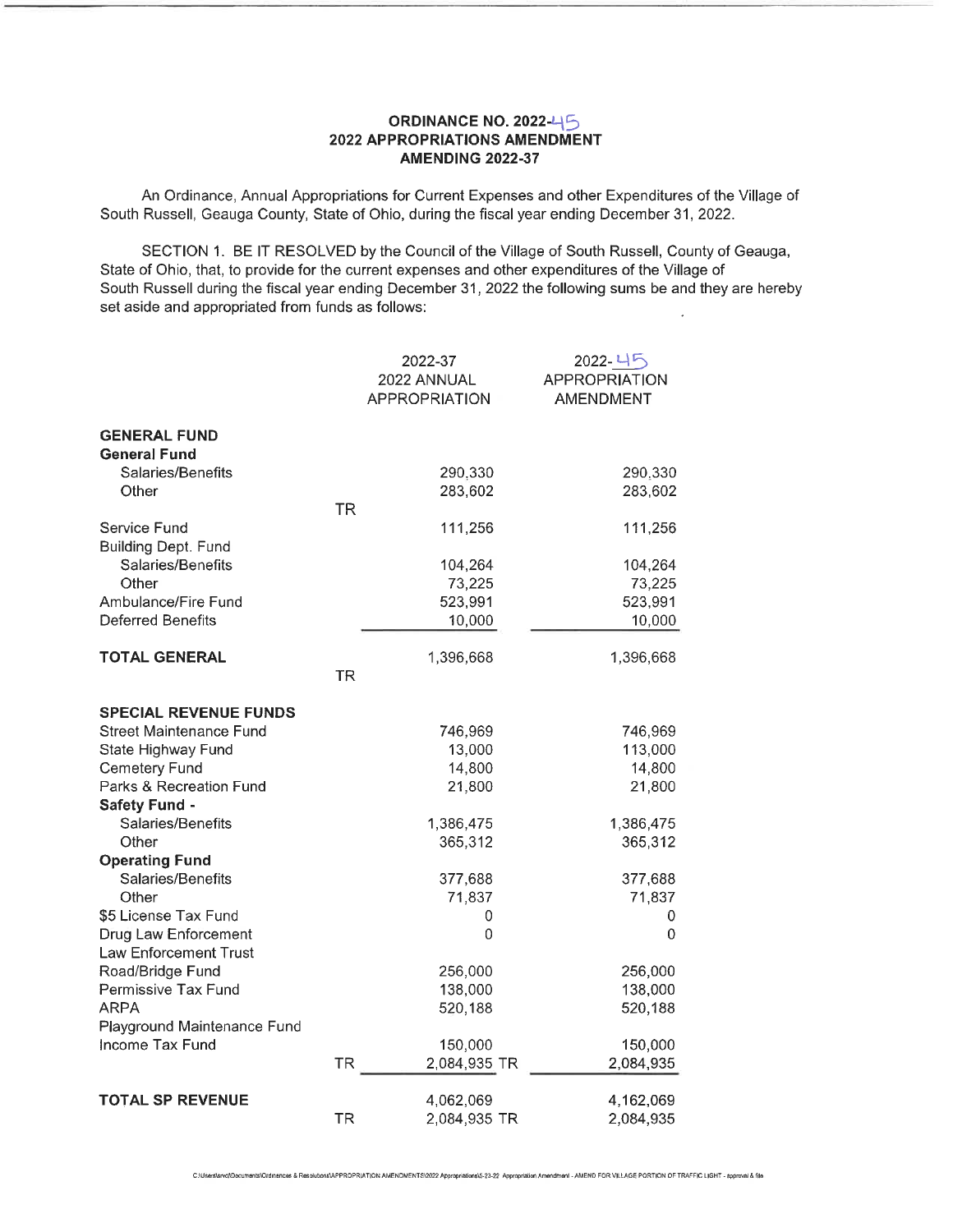**ORDINANCE NO. 2022-45**
**2022 APPROPRIATIONS AMENDMENT**
**AMENDING 2022-37**

An Ordinance, Annual Appropriations for Current Expenses and other Expenditures of the Village of South Russell, Geauga County, State of Ohio, during the fiscal year ending December 31, 2022.

SECTION 1. BE IT RESOLVED by the Council of the Village of South Russell, County of Geauga, State of Ohio, that, to provide for the current expenses and other expenditures of the Village of South Russell during the fiscal year ending December 31, 2022 the following sums be and they are hereby set aside and appropriated from funds as follows:

| | | 2022-37 2022 ANNUAL APPROPRIATION | 2022-45 APPROPRIATION AMENDMENT |
|---|---|---|---|
| **GENERAL FUND** | | | |
| **General Fund** | | | |
| Salaries/Benefits | | 290,330 | 290,330 |
| Other | | 283,602 | 283,602 |
| | TR | | |
| Service Fund | | 111,256 | 111,256 |
| Building Dept. Fund | | | |
| Salaries/Benefits | | 104,264 | 104,264 |
| Other | | 73,225 | 73,225 |
| Ambulance/Fire Fund | | 523,991 | 523,991 |
| Deferred Benefits | | 10,000 | 10,000 |
| **TOTAL GENERAL** | | 1,396,668 | 1,396,668 |
| | TR | | |
| **SPECIAL REVENUE FUNDS** | | | |
| Street Maintenance Fund | | 746,969 | 746,969 |
| State Highway Fund | | 13,000 | 113,000 |
| Cemetery Fund | | 14,800 | 14,800 |
| Parks & Recreation Fund | | 21,800 | 21,800 |
| **Safety Fund -** | | | |
| Salaries/Benefits | | 1,386,475 | 1,386,475 |
| Other | | 365,312 | 365,312 |
| **Operating Fund** | | | |
| Salaries/Benefits | | 377,688 | 377,688 |
| Other | | 71,837 | 71,837 |
| $5 License Tax Fund | | 0 | 0 |
| Drug Law Enforcement | | 0 | 0 |
| Law Enforcement Trust | | | |
| Road/Bridge Fund | | 256,000 | 256,000 |
| Permissive Tax Fund | | 138,000 | 138,000 |
| ARPA | | 520,188 | 520,188 |
| Playground Maintenance Fund | | | |
| Income Tax Fund | | 150,000 | 150,000 |
| | TR | 2,084,935 TR | 2,084,935 |
| **TOTAL SP REVENUE** | | 4,062,069 | 4,162,069 |
| | TR | 2,084,935 TR | 2,084,935 |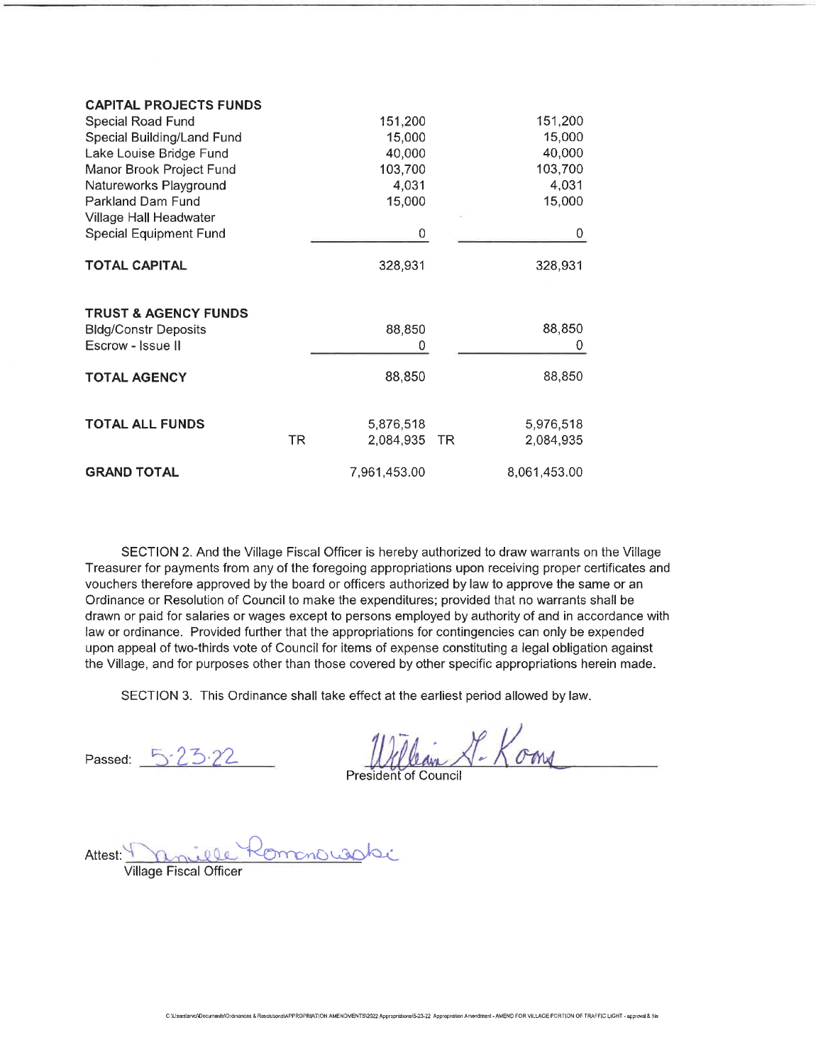| | | | | |
|---|---|---|---|---|
| **CAPITAL PROJECTS FUNDS** | | | | |
| Special Road Fund | | 151,200 | | 151,200 |
| Special Building/Land Fund | | 15,000 | | 15,000 |
| Lake Louise Bridge Fund | | 40,000 | | 40,000 |
| Manor Brook Project Fund | | 103,700 | | 103,700 |
| Natureworks Playground | | 4,031 | | 4,031 |
| Parkland Dam Fund | | 15,000 | | 15,000 |
| Village Hall Headwater | | | | |
| Special Equipment Fund | | 0 | | 0 |
| **TOTAL CAPITAL** | | 328,931 | | 328,931 |
| | | | | |
| **TRUST & AGENCY FUNDS** | | | | |
| Bldg/Constr Deposits | | 88,850 | | 88,850 |
| Escrow - Issue II | | 0 | | 0 |
| **TOTAL AGENCY** | | 88,850 | | 88,850 |
| | | | | |
| **TOTAL ALL FUNDS** | | 5,876,518 | | 5,976,518 |
| | TR | 2,084,935 | TR | 2,084,935 |
| **GRAND TOTAL** | | 7,961,453.00 | | 8,061,453.00 |

SECTION 2. And the Village Fiscal Officer is hereby authorized to draw warrants on the Village Treasurer for payments from any of the foregoing appropriations upon receiving proper certificates and vouchers therefore approved by the board or officers authorized by law to approve the same or an Ordinance or Resolution of Council to make the expenditures; provided that no warrants shall be drawn or paid for salaries or wages except to persons employed by authority of and in accordance with law or ordinance. Provided further that the appropriations for contingencies can only be expended upon appeal of two-thirds vote of Council for items of expense constituting a legal obligation against the Village, and for purposes other than those covered by other specific appropriations herein made.

SECTION 3. This Ordinance shall take effect at the earliest period allowed by law.

Passed: 5·23·22

William G. Koons
President of Council

Attest: Danielle Romanowski
Village Fiscal Officer

C:\Users\anc\Documents\Ordinances & Resolutions\APPROPRIATION AMENDMENTS\2022 Appropriations\5-23-22 Appropriation Amendment - AMEND FOR VILLAGE PORTION OF TRAFFIC LIGHT - approval & file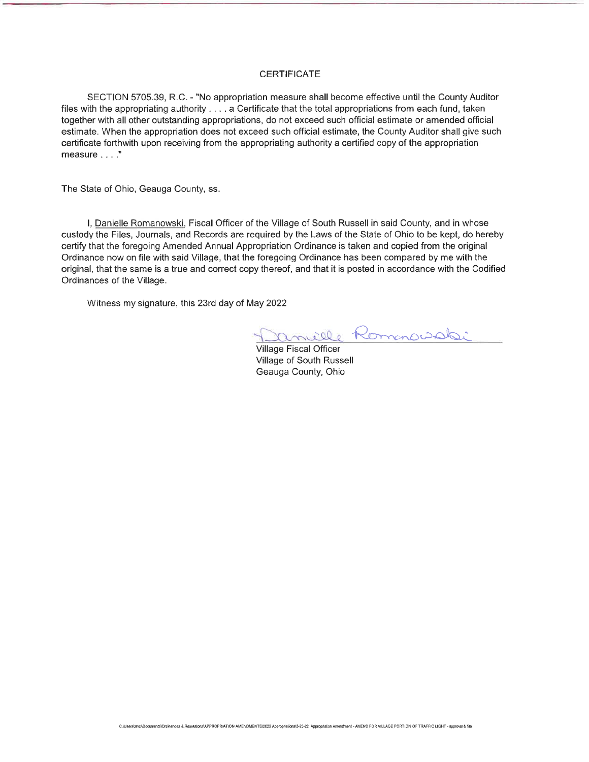# CERTIFICATE

SECTION 5705.39, R.C. - "No appropriation measure shall become effective until the County Auditor files with the appropriating authority . . . . a Certificate that the total appropriations from each fund, taken together with all other outstanding appropriations, do not exceed such official estimate or amended official estimate. When the appropriation does not exceed such official estimate, the County Auditor shall give such certificate forthwith upon receiving from the appropriating authority a certified copy of the appropriation measure . . . ."

The State of Ohio, Geauga County, ss.

I, Danielle Romanowski, Fiscal Officer of the Village of South Russell in said County, and in whose custody the Files, Journals, and Records are required by the Laws of the State of Ohio to be kept, do hereby certify that the foregoing Amended Annual Appropriation Ordinance is taken and copied from the original Ordinance now on file with said Village, that the foregoing Ordinance has been compared by me with the original, that the same is a true and correct copy thereof, and that it is posted in accordance with the Codified Ordinances of the Village.

Witness my signature, this 23rd day of May 2022

Danielle Romanowski

Village Fiscal Officer
Village of South Russell
Geauga County, Ohio

C:\Users\orvc\Documents\Ordinances & Resolutions\APPROPRIATION AMENDMENTS\2022 Appropriations\5-23-22 Appropriation Amendment - AMEND FOR VILLAGE PORTION OF TRAFFIC LIGHT - approval & file